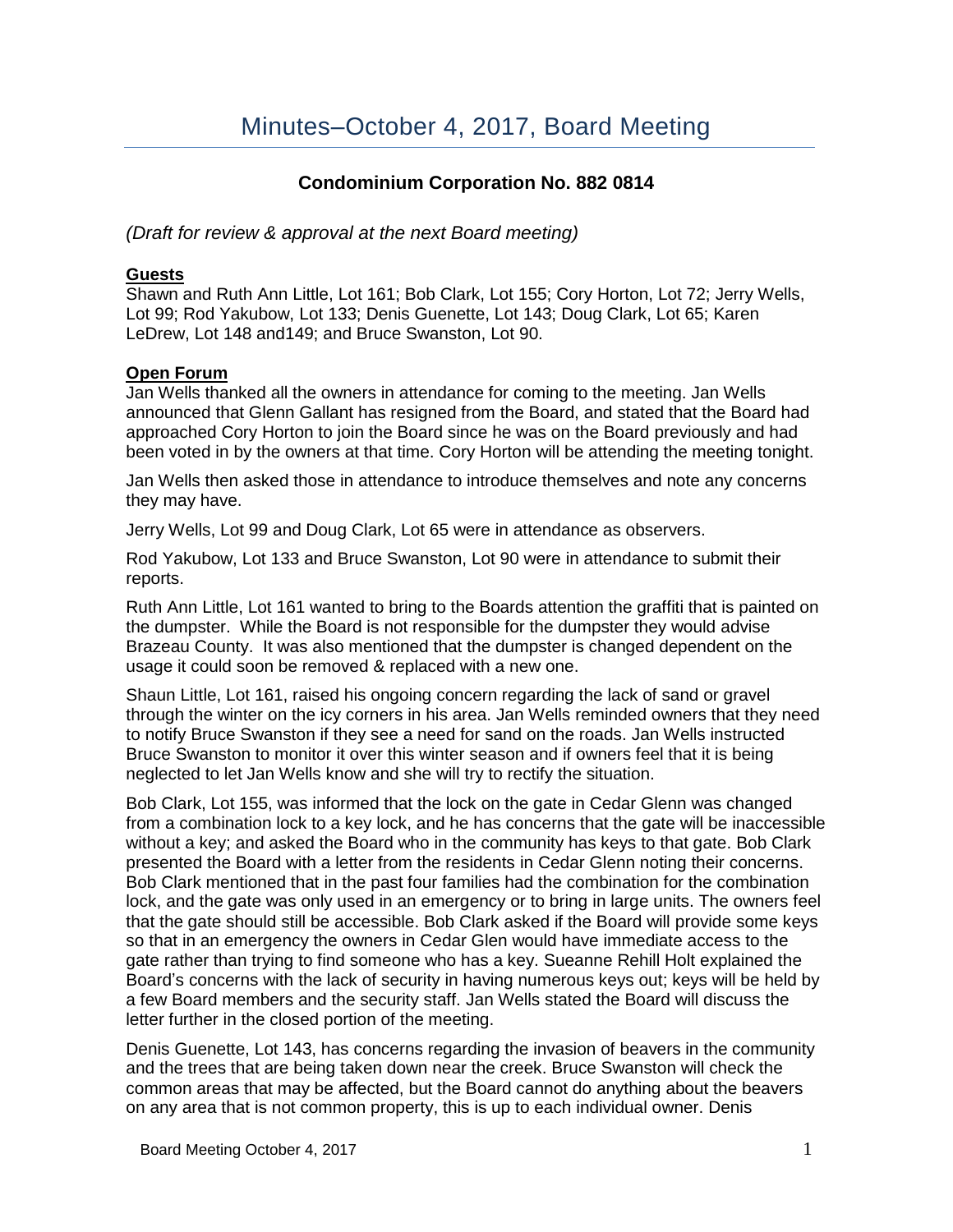# Minutes–October 4, 2017, Board Meeting

## Condominium Corporation No. 882 0814

*(Draft for review & approval at the next Board meeting)*

**Guests**

Shawn and Ruth Ann Little, Lot 161; Bob Clark, Lot 155; Cory Horton, Lot 72; Jerry Wells, Lot 99; Rod Yakubow, Lot 133; Denis Guenette, Lot 143; Doug Clark, Lot 65; Karen LeDrew, Lot 148 and149; and Bruce Swanston, Lot 90.

**Open Forum**

Jan Wells thanked all the owners in attendance for coming to the meeting. Jan Wells announced that Glenn Gallant has resigned from the Board, and stated that the Board had approached Cory Horton to join the Board since he was on the Board previously and had been voted in by the owners at that time. Cory Horton will be attending the meeting tonight.

Jan Wells then asked those in attendance to introduce themselves and note any concerns they may have.

Jerry Wells, Lot 99 and Doug Clark, Lot 65 were in attendance as observers.

Rod Yakubow, Lot 133 and Bruce Swanston, Lot 90 were in attendance to submit their reports.

Ruth Ann Little, Lot 161 wanted to bring to the Boards attention the graffiti that is painted on the dumpster. While the Board is not responsible for the dumpster they would advise Brazeau County. It was also mentioned that the dumpster is changed dependent on the usage it could soon be removed & replaced with a new one.

Shaun Little, Lot 161, raised his ongoing concern regarding the lack of sand or gravel through the winter on the icy corners in his area. Jan Wells reminded owners that they need to notify Bruce Swanston if they see a need for sand on the roads. Jan Wells instructed Bruce Swanston to monitor it over this winter season and if owners feel that it is being neglected to let Jan Wells know and she will try to rectify the situation.

Bob Clark, Lot 155, was informed that the lock on the gate in Cedar Glenn was changed from a combination lock to a key lock, and he has concerns that the gate will be inaccessible without a key; and asked the Board who in the community has keys to that gate. Bob Clark presented the Board with a letter from the residents in Cedar Glenn noting their concerns. Bob Clark mentioned that in the past four families had the combination for the combination lock, and the gate was only used in an emergency or to bring in large units. The owners feel that the gate should still be accessible. Bob Clark asked if the Board will provide some keys so that in an emergency the owners in Cedar Glen would have immediate access to the gate rather than trying to find someone who has a key. Sueanne Rehill Holt explained the Board's concerns with the lack of security in having numerous keys out; keys will be held by a few Board members and the security staff. Jan Wells stated the Board will discuss the letter further in the closed portion of the meeting.

Denis Guenette, Lot 143, has concerns regarding the invasion of beavers in the community and the trees that are being taken down near the creek. Bruce Swanston will check the common areas that may be affected, but the Board cannot do anything about the beavers on any area that is not common property, this is up to each individual owner. Denis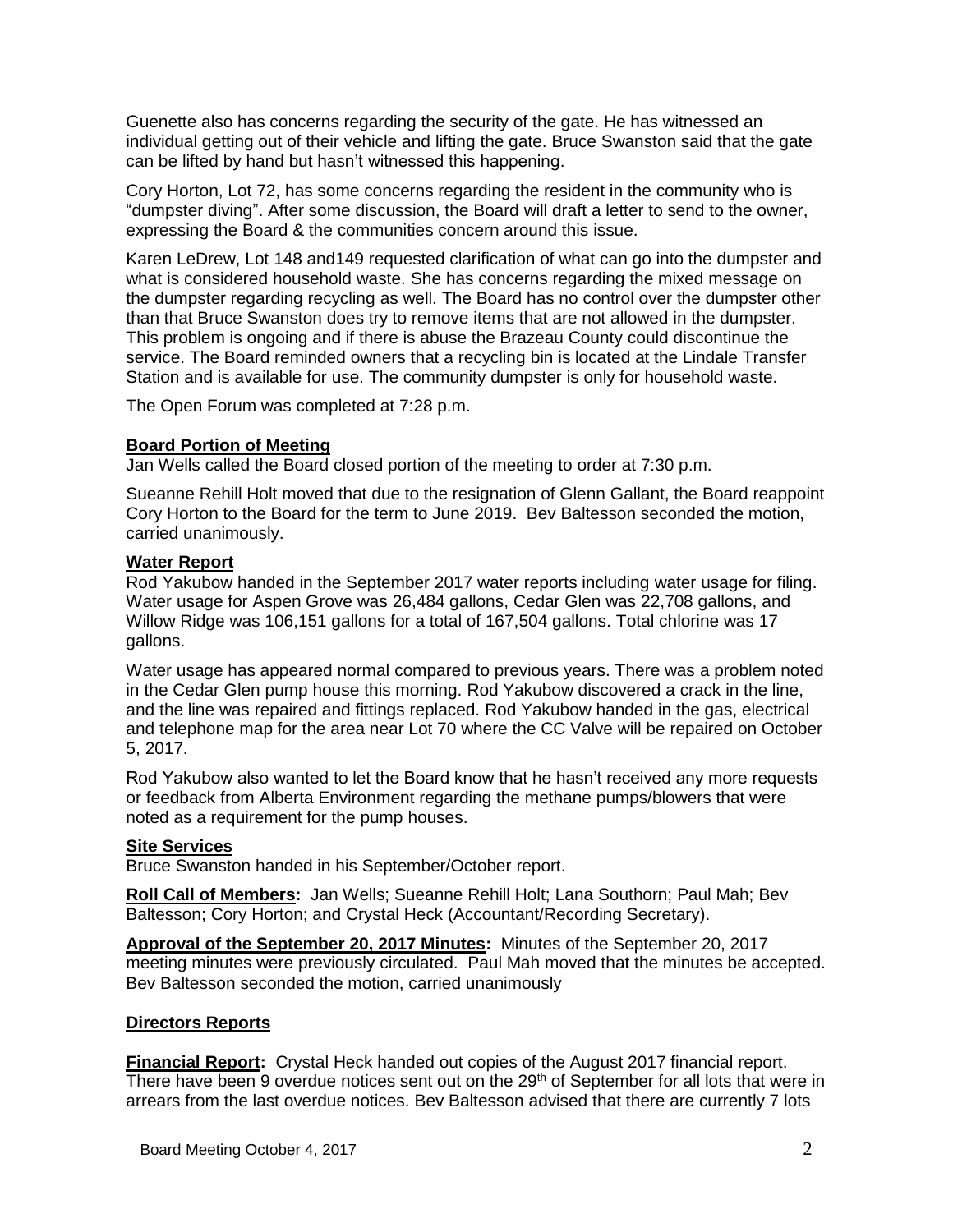Guenette also has concerns regarding the security of the gate. He has witnessed an individual getting out of their vehicle and lifting the gate. Bruce Swanston said that the gate can be lifted by hand but hasn't witnessed this happening.

Cory Horton, Lot 72, has some concerns regarding the resident in the community who is "dumpster diving". After some discussion, the Board will draft a letter to send to the owner, expressing the Board & the communities concern around this issue.

Karen LeDrew, Lot 148 and149 requested clarification of what can go into the dumpster and what is considered household waste. She has concerns regarding the mixed message on the dumpster regarding recycling as well. The Board has no control over the dumpster other than that Bruce Swanston does try to remove items that are not allowed in the dumpster. This problem is ongoing and if there is abuse the Brazeau County could discontinue the service. The Board reminded owners that a recycling bin is located at the Lindale Transfer Station and is available for use. The community dumpster is only for household waste.

The Open Forum was completed at 7:28 p.m.

**Board Portion of Meeting**

Jan Wells called the Board closed portion of the meeting to order at 7:30 p.m.

Sueanne Rehill Holt moved that due to the resignation of Glenn Gallant, the Board reappoint Cory Horton to the Board for the term to June 2019. Bev Baltesson seconded the motion, carried unanimously.

**Water Report**

Rod Yakubow handed in the September 2017 water reports including water usage for filing. Water usage for Aspen Grove was 26,484 gallons, Cedar Glen was 22,708 gallons, and Willow Ridge was 106,151 gallons for a total of 167,504 gallons. Total chlorine was 17 gallons.

Water usage has appeared normal compared to previous years. There was a problem noted in the Cedar Glen pump house this morning. Rod Yakubow discovered a crack in the line, and the line was repaired and fittings replaced. Rod Yakubow handed in the gas, electrical and telephone map for the area near Lot 70 where the CC Valve will be repaired on October 5, 2017.

Rod Yakubow also wanted to let the Board know that he hasn't received any more requests or feedback from Alberta Environment regarding the methane pumps/blowers that were noted as a requirement for the pump houses.

**Site Services**

Bruce Swanston handed in his September/October report.

**Roll Call of Members:** Jan Wells; Sueanne Rehill Holt; Lana Southorn; Paul Mah; Bev Baltesson; Cory Horton; and Crystal Heck (Accountant/Recording Secretary).

**Approval of the September 20, 2017 Minutes:** Minutes of the September 20, 2017 meeting minutes were previously circulated. Paul Mah moved that the minutes be accepted. Bev Baltesson seconded the motion, carried unanimously

**Directors Reports**

**Financial Report:** Crystal Heck handed out copies of the August 2017 financial report. There have been 9 overdue notices sent out on the 29th of September for all lots that were in arrears from the last overdue notices. Bev Baltesson advised that there are currently 7 lots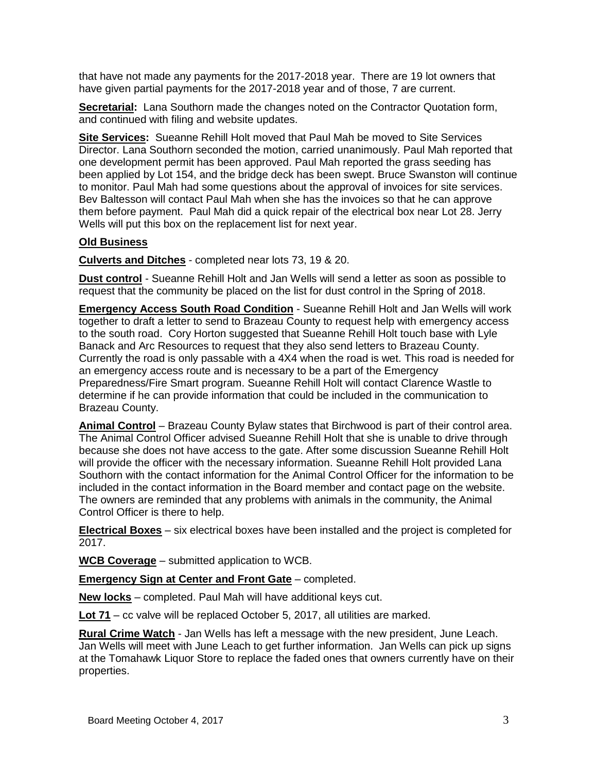that have not made any payments for the 2017-2018 year. There are 19 lot owners that have given partial payments for the 2017-2018 year and of those, 7 are current.

**Secretarial:** Lana Southorn made the changes noted on the Contractor Quotation form, and continued with filing and website updates.

**Site Services:** Sueanne Rehill Holt moved that Paul Mah be moved to Site Services Director. Lana Southorn seconded the motion, carried unanimously. Paul Mah reported that one development permit has been approved. Paul Mah reported the grass seeding has been applied by Lot 154, and the bridge deck has been swept. Bruce Swanston will continue to monitor. Paul Mah had some questions about the approval of invoices for site services. Bev Baltesson will contact Paul Mah when she has the invoices so that he can approve them before payment. Paul Mah did a quick repair of the electrical box near Lot 28. Jerry Wells will put this box on the replacement list for next year.

## Old Business

**Culverts and Ditches** - completed near lots 73, 19 & 20.

**Dust control** - Sueanne Rehill Holt and Jan Wells will send a letter as soon as possible to request that the community be placed on the list for dust control in the Spring of 2018.

**Emergency Access South Road Condition** - Sueanne Rehill Holt and Jan Wells will work together to draft a letter to send to Brazeau County to request help with emergency access to the south road. Cory Horton suggested that Sueanne Rehill Holt touch base with Lyle Banack and Arc Resources to request that they also send letters to Brazeau County. Currently the road is only passable with a 4X4 when the road is wet. This road is needed for an emergency access route and is necessary to be a part of the Emergency Preparedness/Fire Smart program. Sueanne Rehill Holt will contact Clarence Wastle to determine if he can provide information that could be included in the communication to Brazeau County.

**Animal Control** – Brazeau County Bylaw states that Birchwood is part of their control area. The Animal Control Officer advised Sueanne Rehill Holt that she is unable to drive through because she does not have access to the gate. After some discussion Sueanne Rehill Holt will provide the officer with the necessary information. Sueanne Rehill Holt provided Lana Southorn with the contact information for the Animal Control Officer for the information to be included in the contact information in the Board member and contact page on the website. The owners are reminded that any problems with animals in the community, the Animal Control Officer is there to help.

**Electrical Boxes** – six electrical boxes have been installed and the project is completed for 2017.

**WCB Coverage** – submitted application to WCB.

**Emergency Sign at Center and Front Gate** – completed.

**New locks** – completed. Paul Mah will have additional keys cut.

**Lot 71** – cc valve will be replaced October 5, 2017, all utilities are marked.

**Rural Crime Watch** - Jan Wells has left a message with the new president, June Leach. Jan Wells will meet with June Leach to get further information. Jan Wells can pick up signs at the Tomahawk Liquor Store to replace the faded ones that owners currently have on their properties.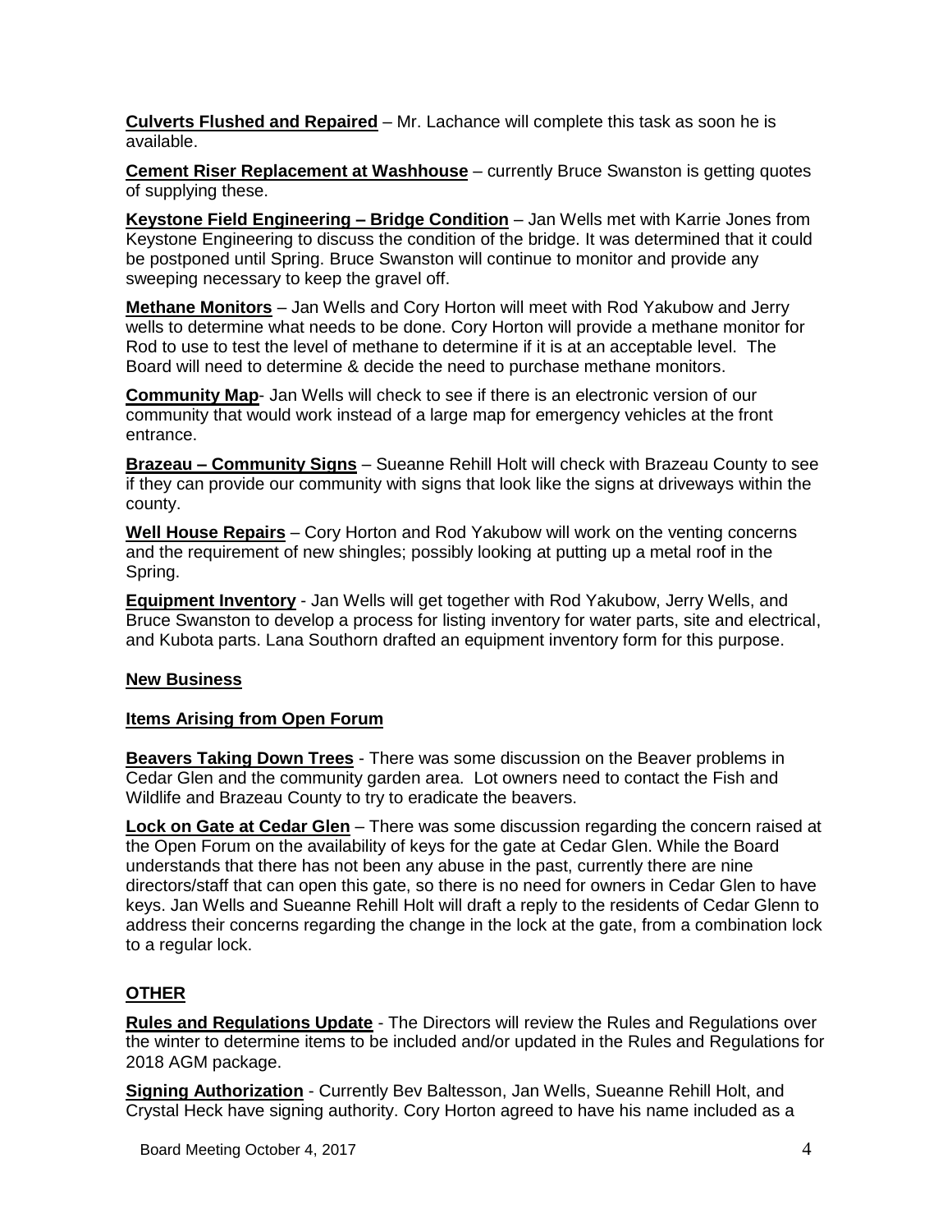**Culverts Flushed and Repaired** – Mr. Lachance will complete this task as soon he is available.

**Cement Riser Replacement at Washhouse** – currently Bruce Swanston is getting quotes of supplying these.

**Keystone Field Engineering – Bridge Condition** – Jan Wells met with Karrie Jones from Keystone Engineering to discuss the condition of the bridge. It was determined that it could be postponed until Spring. Bruce Swanston will continue to monitor and provide any sweeping necessary to keep the gravel off.

**Methane Monitors** – Jan Wells and Cory Horton will meet with Rod Yakubow and Jerry wells to determine what needs to be done. Cory Horton will provide a methane monitor for Rod to use to test the level of methane to determine if it is at an acceptable level. The Board will need to determine & decide the need to purchase methane monitors.

**Community Map**- Jan Wells will check to see if there is an electronic version of our community that would work instead of a large map for emergency vehicles at the front entrance.

**Brazeau – Community Signs** – Sueanne Rehill Holt will check with Brazeau County to see if they can provide our community with signs that look like the signs at driveways within the county.

**Well House Repairs** – Cory Horton and Rod Yakubow will work on the venting concerns and the requirement of new shingles; possibly looking at putting up a metal roof in the Spring.

**Equipment Inventory** - Jan Wells will get together with Rod Yakubow, Jerry Wells, and Bruce Swanston to develop a process for listing inventory for water parts, site and electrical, and Kubota parts. Lana Southorn drafted an equipment inventory form for this purpose.

## New Business

### Items Arising from Open Forum

**Beavers Taking Down Trees** - There was some discussion on the Beaver problems in Cedar Glen and the community garden area. Lot owners need to contact the Fish and Wildlife and Brazeau County to try to eradicate the beavers.

**Lock on Gate at Cedar Glen** – There was some discussion regarding the concern raised at the Open Forum on the availability of keys for the gate at Cedar Glen. While the Board understands that there has not been any abuse in the past, currently there are nine directors/staff that can open this gate, so there is no need for owners in Cedar Glen to have keys. Jan Wells and Sueanne Rehill Holt will draft a reply to the residents of Cedar Glenn to address their concerns regarding the change in the lock at the gate, from a combination lock to a regular lock.

## OTHER

**Rules and Regulations Update** - The Directors will review the Rules and Regulations over the winter to determine items to be included and/or updated in the Rules and Regulations for 2018 AGM package.

**Signing Authorization** - Currently Bev Baltesson, Jan Wells, Sueanne Rehill Holt, and Crystal Heck have signing authority. Cory Horton agreed to have his name included as a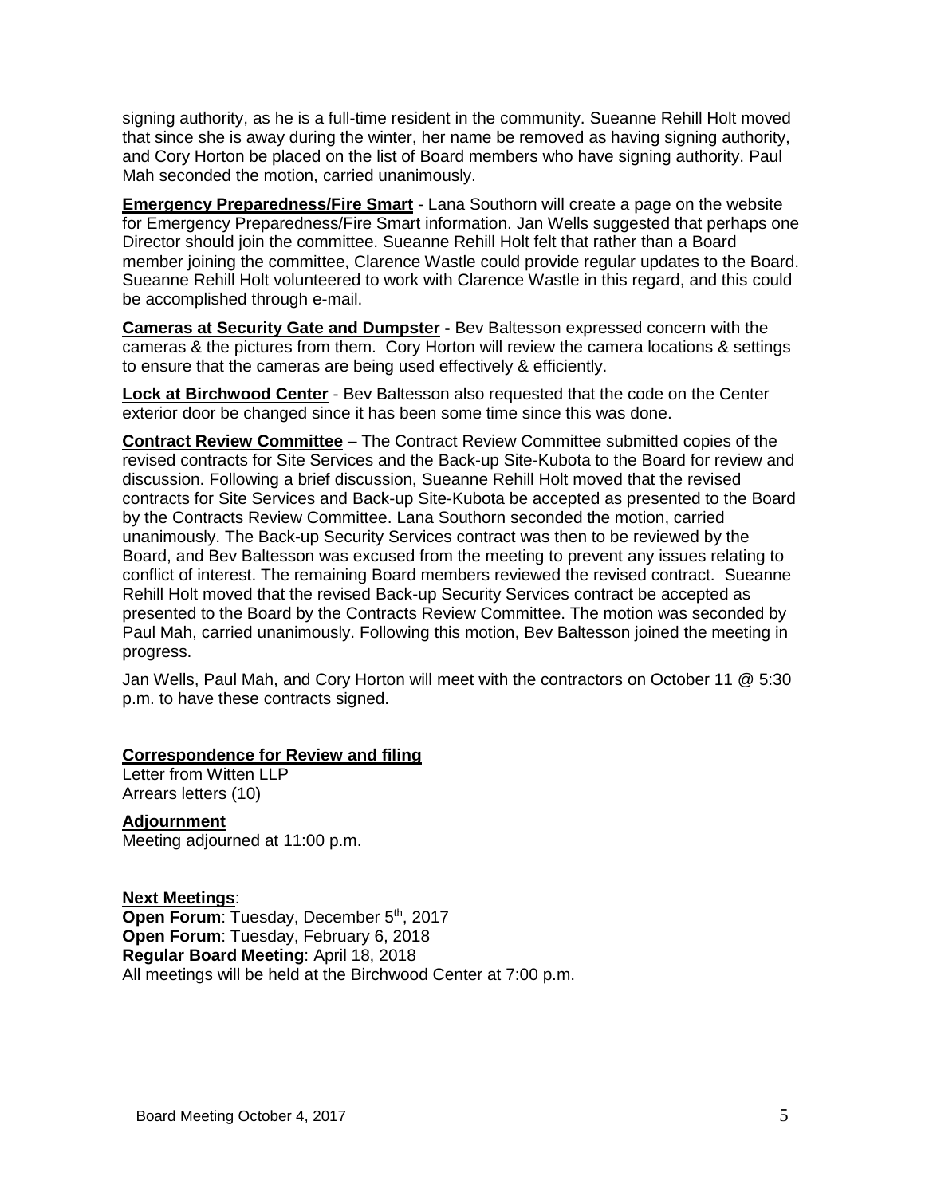signing authority, as he is a full-time resident in the community. Sueanne Rehill Holt moved that since she is away during the winter, her name be removed as having signing authority, and Cory Horton be placed on the list of Board members who have signing authority. Paul Mah seconded the motion, carried unanimously.

**Emergency Preparedness/Fire Smart** - Lana Southorn will create a page on the website for Emergency Preparedness/Fire Smart information. Jan Wells suggested that perhaps one Director should join the committee. Sueanne Rehill Holt felt that rather than a Board member joining the committee, Clarence Wastle could provide regular updates to the Board. Sueanne Rehill Holt volunteered to work with Clarence Wastle in this regard, and this could be accomplished through e-mail.

**Cameras at Security Gate and Dumpster -** Bev Baltesson expressed concern with the cameras & the pictures from them. Cory Horton will review the camera locations & settings to ensure that the cameras are being used effectively & efficiently.

**Lock at Birchwood Center** - Bev Baltesson also requested that the code on the Center exterior door be changed since it has been some time since this was done.

**Contract Review Committee** – The Contract Review Committee submitted copies of the revised contracts for Site Services and the Back-up Site-Kubota to the Board for review and discussion. Following a brief discussion, Sueanne Rehill Holt moved that the revised contracts for Site Services and Back-up Site-Kubota be accepted as presented to the Board by the Contracts Review Committee. Lana Southorn seconded the motion, carried unanimously. The Back-up Security Services contract was then to be reviewed by the Board, and Bev Baltesson was excused from the meeting to prevent any issues relating to conflict of interest. The remaining Board members reviewed the revised contract. Sueanne Rehill Holt moved that the revised Back-up Security Services contract be accepted as presented to the Board by the Contracts Review Committee. The motion was seconded by Paul Mah, carried unanimously. Following this motion, Bev Baltesson joined the meeting in progress.

Jan Wells, Paul Mah, and Cory Horton will meet with the contractors on October 11 @ 5:30 p.m. to have these contracts signed.

**Correspondence for Review and filing**

Letter from Witten LLP
Arrears letters (10)

**Adjournment**

Meeting adjourned at 11:00 p.m.

**Next Meetings**:

**Open Forum**: Tuesday, December 5th, 2017
**Open Forum**: Tuesday, February 6, 2018
**Regular Board Meeting**: April 18, 2018
All meetings will be held at the Birchwood Center at 7:00 p.m.